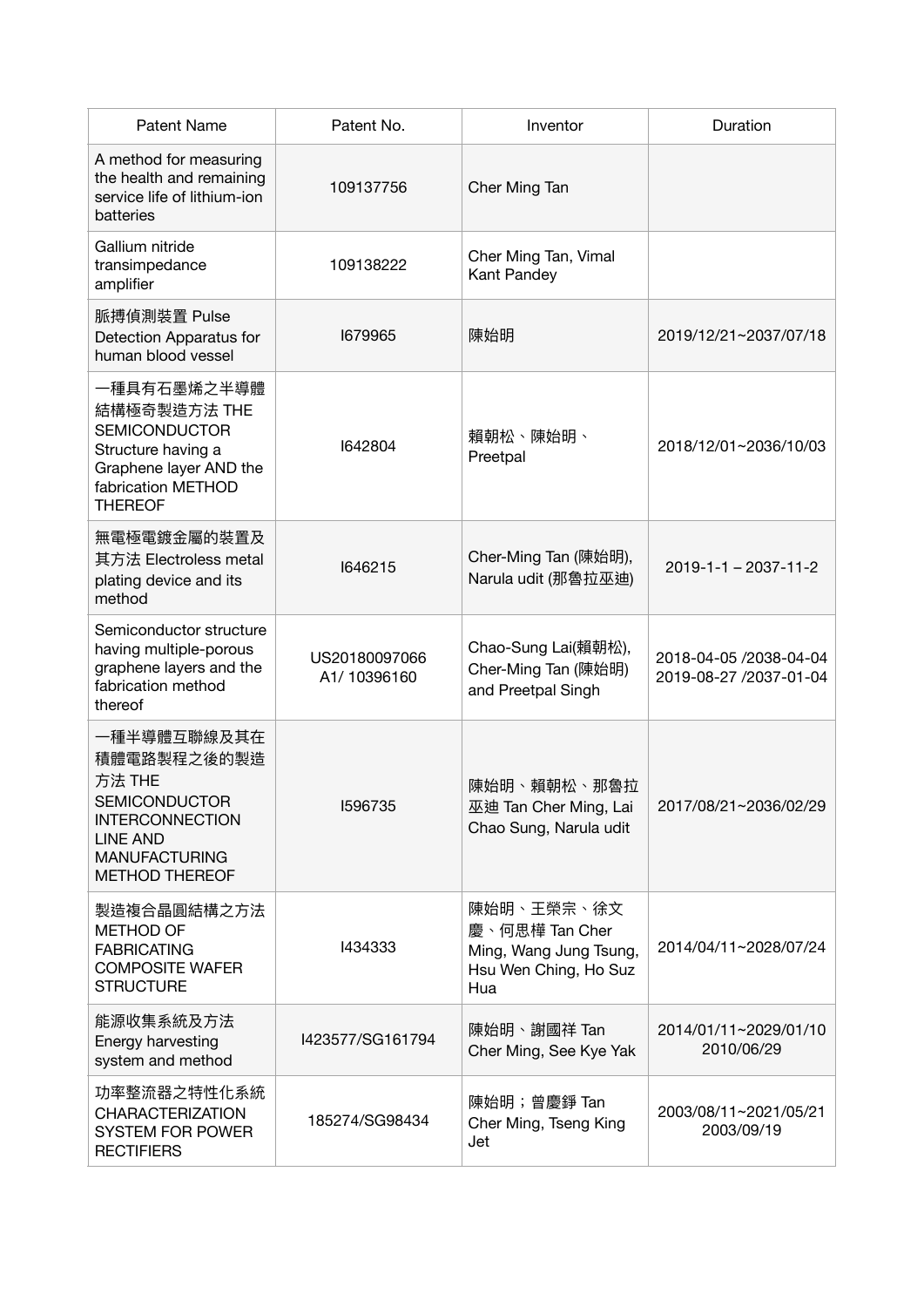| Patent Name | Patent No. | Inventor | Duration |
|---|---|---|---|
| A method for measuring the health and remaining service life of lithium-ion batteries | 109137756 | Cher Ming Tan | |
| Gallium nitride transimpedance amplifier | 109138222 | Cher Ming Tan, Vimal Kant Pandey | |
| 脈搏偵測裝置 Pulse Detection Apparatus for human blood vessel | I679965 | 陳始明 | 2019/12/21~2037/07/18 |
| 一種具有石墨烯之半導體結構極奇製造方法 THE SEMICONDUCTOR Structure having a Graphene layer AND the fabrication METHOD THEREOF | I642804 | 賴朝松、陳始明、Preetpal | 2018/12/01~2036/10/03 |
| 無電極電鍍金屬的裝置及其方法 Electroless metal plating device and its method | I646215 | Cher-Ming Tan (陳始明), Narula udit (那魯拉巫迪) | 2019-1-1 – 2037-11-2 |
| Semiconductor structure having multiple-porous graphene layers and the fabrication method thereof | US20180097066 A1/ 10396160 | Chao-Sung Lai(賴朝松), Cher-Ming Tan (陳始明) and Preetpal Singh | 2018-04-05 /2038-04-04 2019-08-27 /2037-01-04 |
| 一半導體互聯線及其在積體電路製程之後的製造方法 THE SEMICONDUCTOR INTERCONNECTION LINE AND MANUFACTURING METHOD THEREOF | I596735 | 陳始明、賴朝松、那魯拉巫迪 Tan Cher Ming, Lai Chao Sung, Narula udit | 2017/08/21~2036/02/29 |
| 製造複合晶圓結構之方法 METHOD OF FABRICATING COMPOSITE WAFER STRUCTURE | I434333 | 陳始明、王榮宗、徐文慶、何思樺 Tan Cher Ming, Wang Jung Tsung, Hsu Wen Ching, Ho Suz Hua | 2014/04/11~2028/07/24 |
| 能源收集系統及方法 Energy harvesting system and method | I423577/SG161794 | 陳始明、謝國祥 Tan Cher Ming, See Kye Yak | 2014/01/11~2029/01/10 2010/06/29 |
| 功率整流器之特性化系統 CHARACTERIZATION SYSTEM FOR POWER RECTIFIERS | 185274/SG98434 | 陳始明；曾慶錚 Tan Cher Ming, Tseng King Jet | 2003/08/11~2021/05/21 2003/09/19 |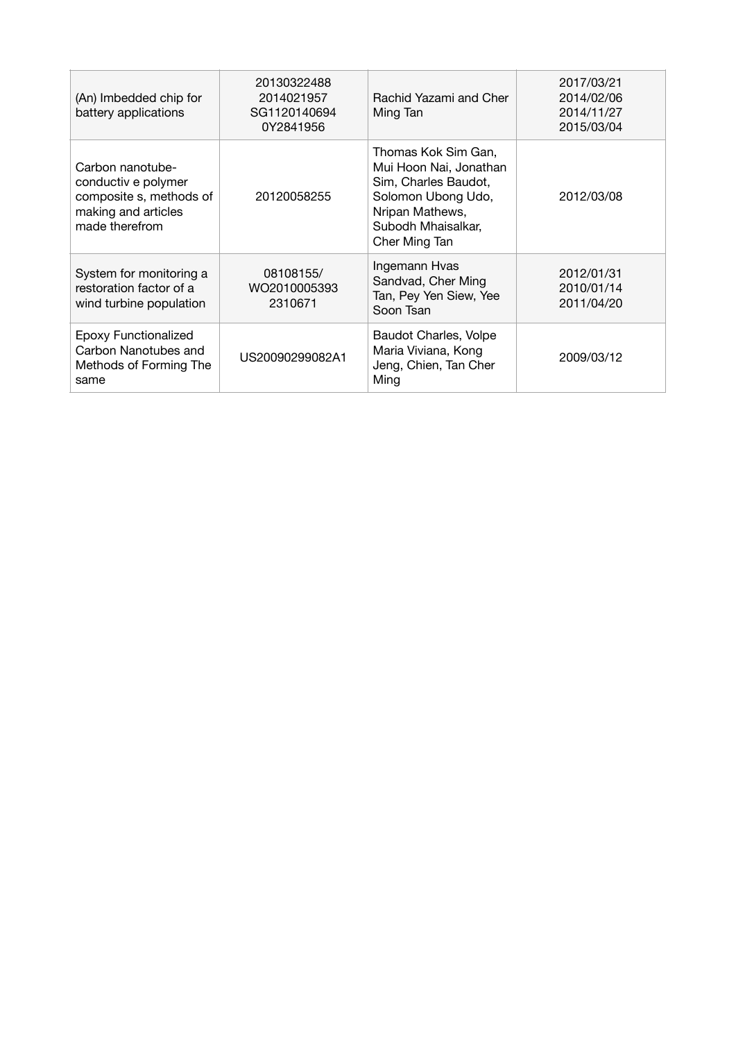| | | | |
|---|---|---|---|
| (An) Imbedded chip for battery applications | 20130322488<br>2014021957<br>SG1120140694<br>0Y2841956 | Rachid Yazami and Cher Ming Tan | 2017/03/21<br>2014/02/06<br>2014/11/27<br>2015/03/04 |
| Carbon nanotube-conductiv e polymer composite s, methods of making and articles made therefrom | 20120058255 | Thomas Kok Sim Gan, Mui Hoon Nai, Jonathan Sim, Charles Baudot, Solomon Ubong Udo, Nripan Mathews, Subodh Mhaisalkar, Cher Ming Tan | 2012/03/08 |
| System for monitoring a restoration factor of a wind turbine population | 08108155/<br>WO2010005393<br>2310671 | Ingemann Hvas Sandvad, Cher Ming Tan, Pey Yen Siew, Yee Soon Tsan | 2012/01/31<br>2010/01/14<br>2011/04/20 |
| Epoxy Functionalized Carbon Nanotubes and Methods of Forming The same | US20090299082A1 | Baudot Charles, Volpe Maria Viviana, Kong Jeng, Chien, Tan Cher Ming | 2009/03/12 |